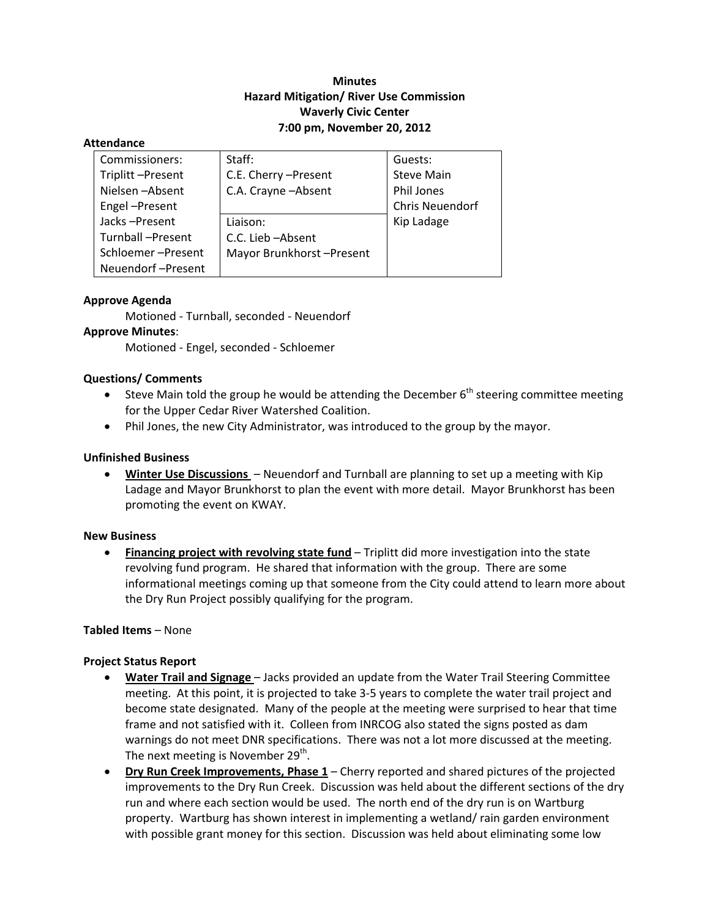**Minutes**
**Hazard Mitigation/ River Use Commission**
**Waverly Civic Center**
**7:00 pm, November 20, 2012**

**Attendance**

| Commissioners: | Staff: | Guests: |
|---|---|---|
| Triplitt –Present | C.E. Cherry –Present | Steve Main |
| Nielsen –Absent | C.A. Crayne –Absent | Phil Jones |
| Engel –Present | | Chris Neuendorf |
| Jacks –Present | Liaison: | Kip Ladage |
| Turnball –Present | C.C. Lieb –Absent | |
| Schloemer –Present | Mayor Brunkhorst –Present | |
| Neuendorf –Present | | |

**Approve Agenda**

Motioned - Turnball, seconded - Neuendorf

**Approve Minutes**:

Motioned - Engel, seconded - Schloemer

**Questions/ Comments**

- Steve Main told the group he would be attending the December 6th steering committee meeting for the Upper Cedar River Watershed Coalition.
- Phil Jones, the new City Administrator, was introduced to the group by the mayor.

**Unfinished Business**

- **Winter Use Discussions** – Neuendorf and Turnball are planning to set up a meeting with Kip Ladage and Mayor Brunkhorst to plan the event with more detail. Mayor Brunkhorst has been promoting the event on KWAY.

**New Business**

- **Financing project with revolving state fund** – Triplitt did more investigation into the state revolving fund program. He shared that information with the group. There are some informational meetings coming up that someone from the City could attend to learn more about the Dry Run Project possibly qualifying for the program.

**Tabled Items** – None

**Project Status Report**

- **Water Trail and Signage** – Jacks provided an update from the Water Trail Steering Committee meeting. At this point, it is projected to take 3-5 years to complete the water trail project and become state designated. Many of the people at the meeting were surprised to hear that time frame and not satisfied with it. Colleen from INRCOG also stated the signs posted as dam warnings do not meet DNR specifications. There was not a lot more discussed at the meeting. The next meeting is November 29th.
- **Dry Run Creek Improvements, Phase 1** – Cherry reported and shared pictures of the projected improvements to the Dry Run Creek. Discussion was held about the different sections of the dry run and where each section would be used. The north end of the dry run is on Wartburg property. Wartburg has shown interest in implementing a wetland/ rain garden environment with possible grant money for this section. Discussion was held about eliminating some low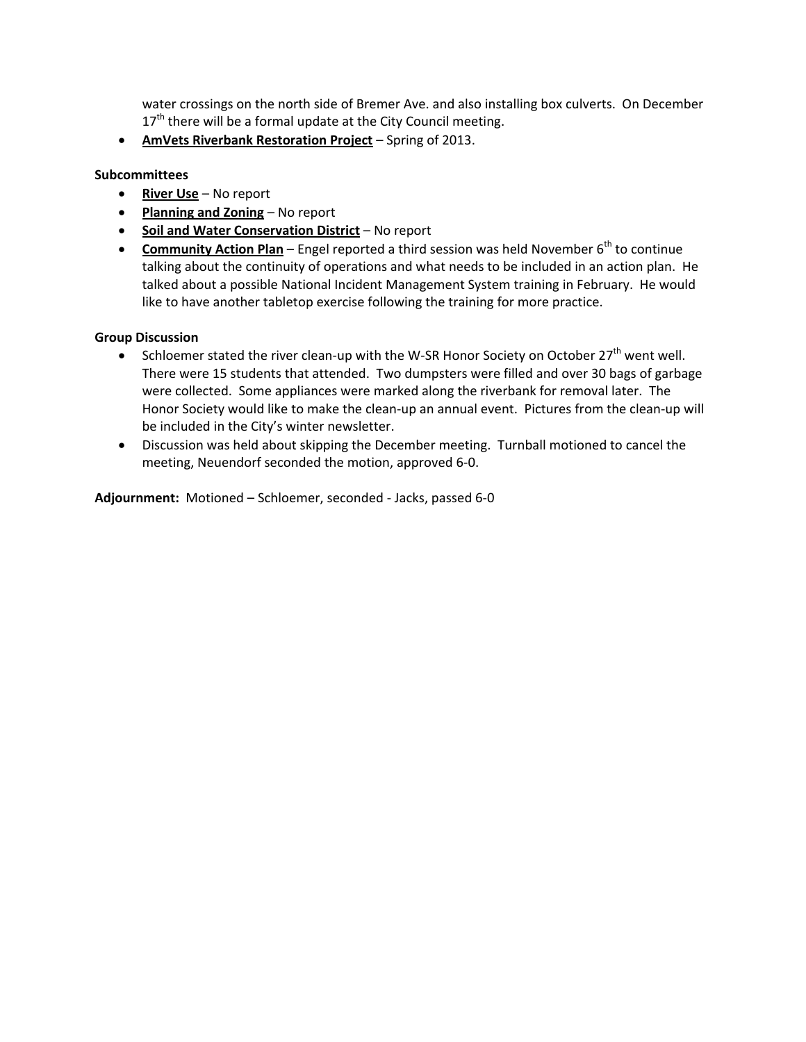water crossings on the north side of Bremer Ave. and also installing box culverts. On December 17th there will be a formal update at the City Council meeting.

- **AmVets Riverbank Restoration Project** – Spring of 2013.

**Subcommittees**

- **River Use** – No report
- **Planning and Zoning** – No report
- **Soil and Water Conservation District** – No report
- **Community Action Plan** – Engel reported a third session was held November 6th to continue talking about the continuity of operations and what needs to be included in an action plan. He talked about a possible National Incident Management System training in February. He would like to have another tabletop exercise following the training for more practice.

**Group Discussion**

- Schloemer stated the river clean-up with the W-SR Honor Society on October 27th went well. There were 15 students that attended. Two dumpsters were filled and over 30 bags of garbage were collected. Some appliances were marked along the riverbank for removal later. The Honor Society would like to make the clean-up an annual event. Pictures from the clean-up will be included in the City's winter newsletter.
- Discussion was held about skipping the December meeting. Turnball motioned to cancel the meeting, Neuendorf seconded the motion, approved 6-0.

**Adjournment:** Motioned – Schloemer, seconded - Jacks, passed 6-0